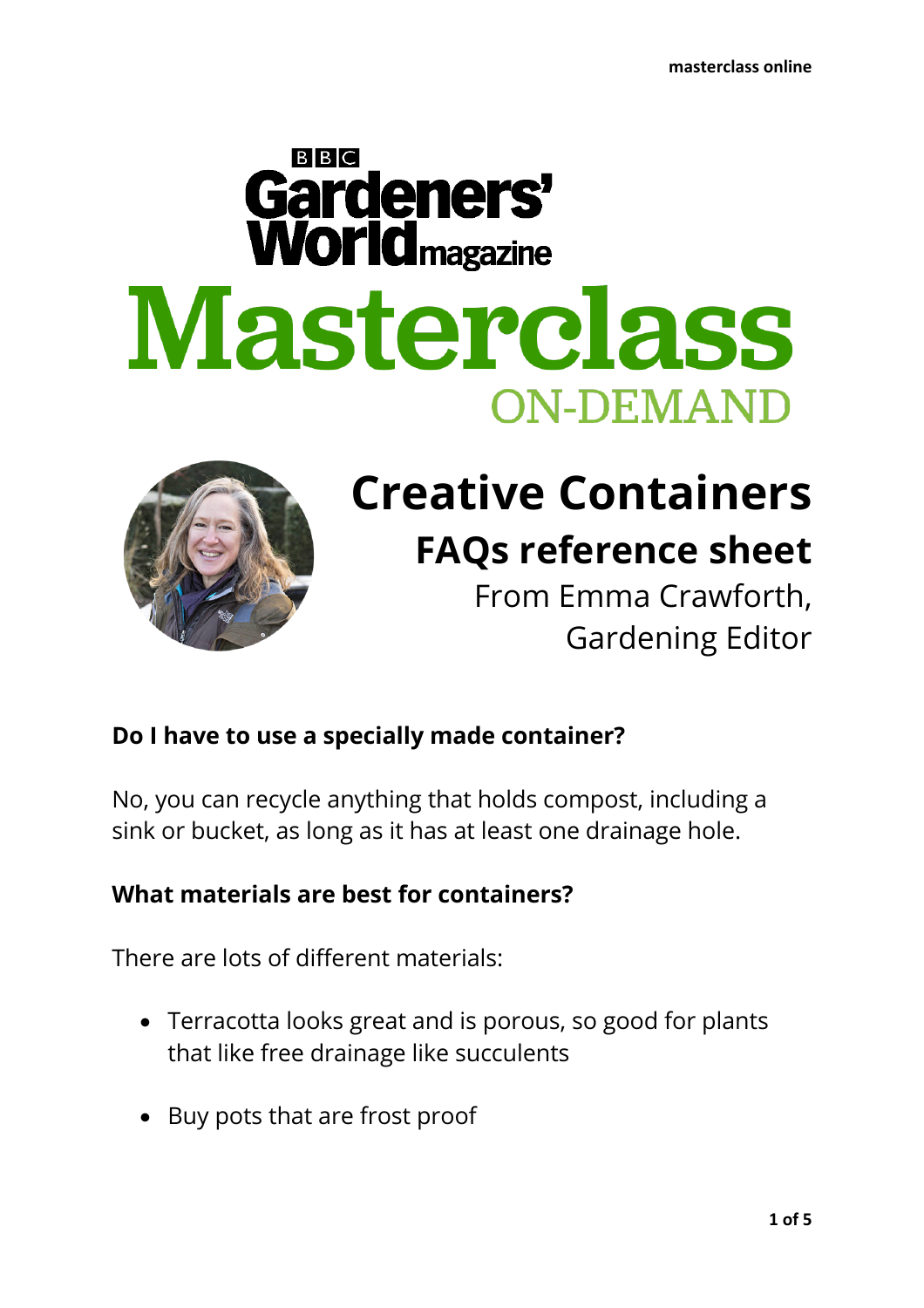BBC Gardeners' World magazine

# Masterclass ON-DEMAND

# Creative Containers

## FAQs reference sheet

From Emma Crawforth, Gardening Editor

**Do I have to use a specially made container?**

No, you can recycle anything that holds compost, including a sink or bucket, as long as it has at least one drainage hole.

**What materials are best for containers?**

There are lots of different materials:

- Terracotta looks great and is porous, so good for plants that like free drainage like succulents
- Buy pots that are frost proof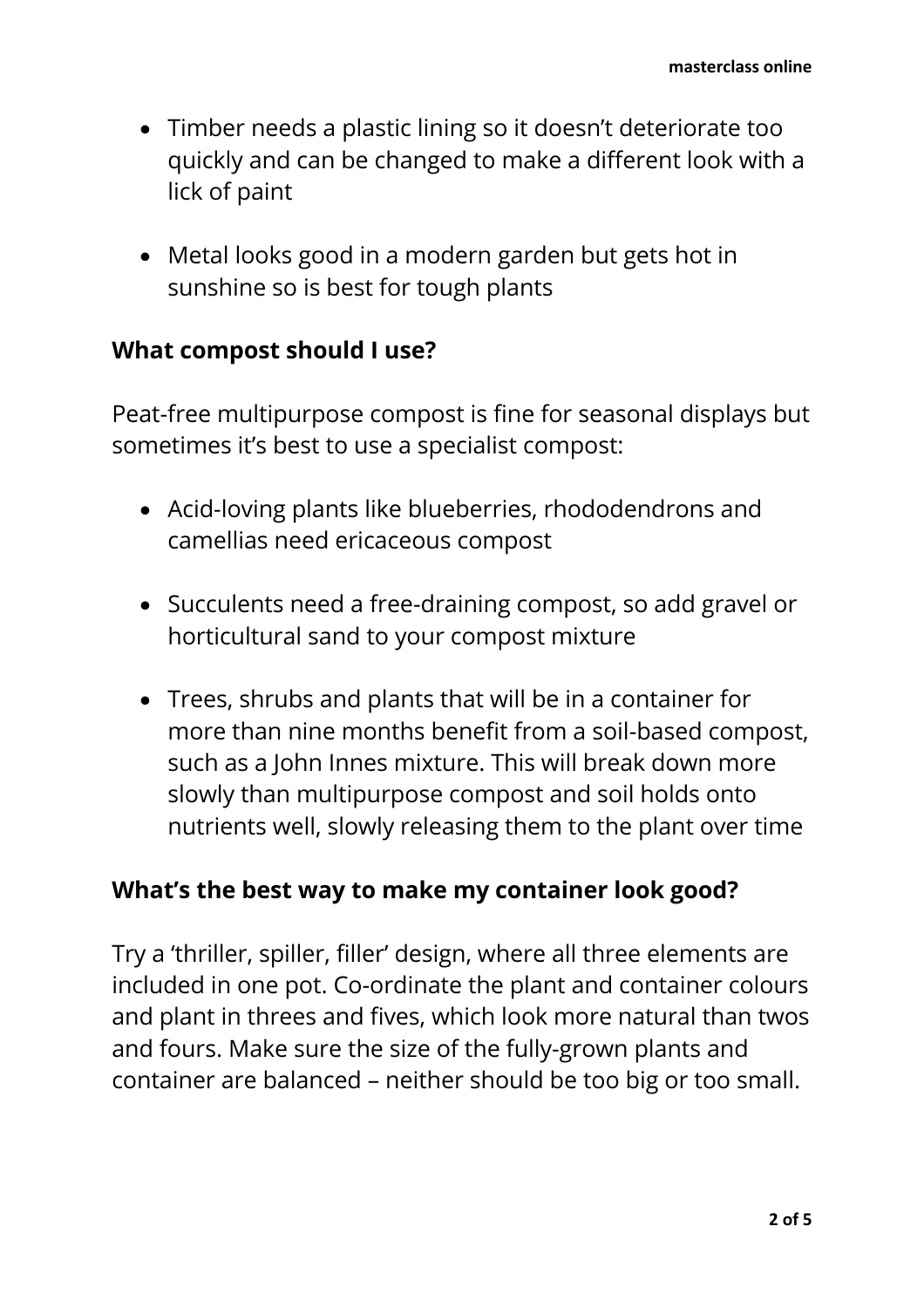- Timber needs a plastic lining so it doesn't deteriorate too quickly and can be changed to make a different look with a lick of paint

- Metal looks good in a modern garden but gets hot in sunshine so is best for tough plants

## What compost should I use?

Peat-free multipurpose compost is fine for seasonal displays but sometimes it's best to use a specialist compost:

- Acid-loving plants like blueberries, rhododendrons and camellias need ericaceous compost

- Succulents need a free-draining compost, so add gravel or horticultural sand to your compost mixture

- Trees, shrubs and plants that will be in a container for more than nine months benefit from a soil-based compost, such as a John Innes mixture. This will break down more slowly than multipurpose compost and soil holds onto nutrients well, slowly releasing them to the plant over time

## What's the best way to make my container look good?

Try a 'thriller, spiller, filler' design, where all three elements are included in one pot. Co-ordinate the plant and container colours and plant in threes and fives, which look more natural than twos and fours. Make sure the size of the fully-grown plants and container are balanced – neither should be too big or too small.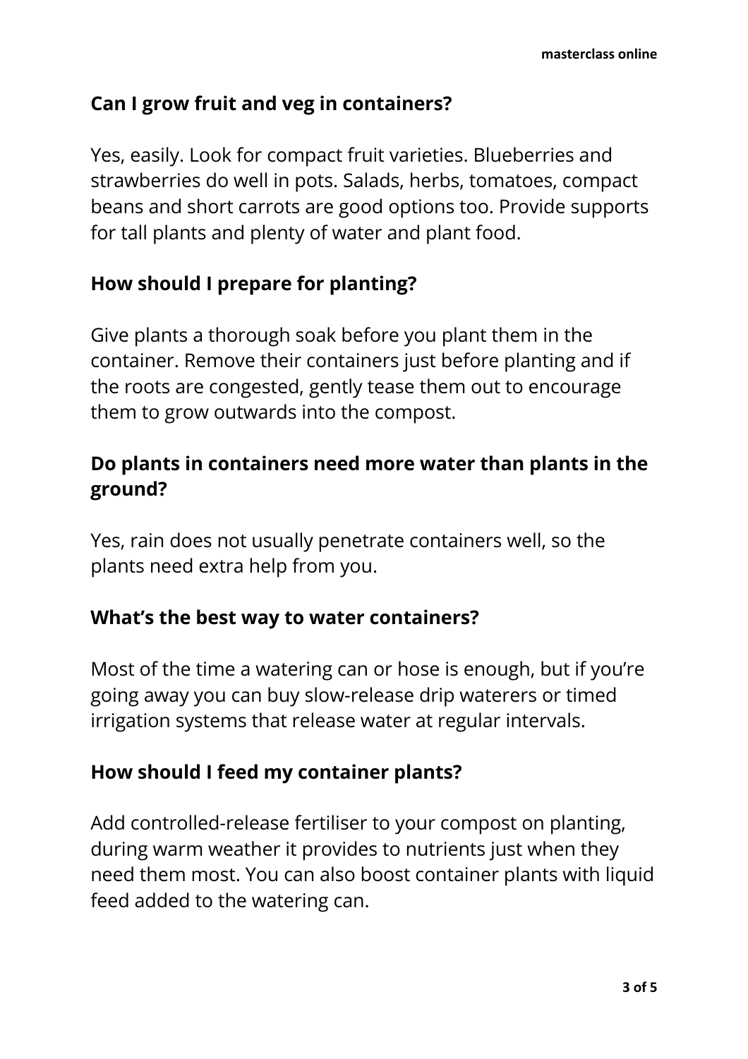## Can I grow fruit and veg in containers?

Yes, easily. Look for compact fruit varieties. Blueberries and strawberries do well in pots. Salads, herbs, tomatoes, compact beans and short carrots are good options too. Provide supports for tall plants and plenty of water and plant food.

## How should I prepare for planting?

Give plants a thorough soak before you plant them in the container. Remove their containers just before planting and if the roots are congested, gently tease them out to encourage them to grow outwards into the compost.

## Do plants in containers need more water than plants in the ground?

Yes, rain does not usually penetrate containers well, so the plants need extra help from you.

## What's the best way to water containers?

Most of the time a watering can or hose is enough, but if you're going away you can buy slow-release drip waterers or timed irrigation systems that release water at regular intervals.

## How should I feed my container plants?

Add controlled-release fertiliser to your compost on planting, during warm weather it provides to nutrients just when they need them most. You can also boost container plants with liquid feed added to the watering can.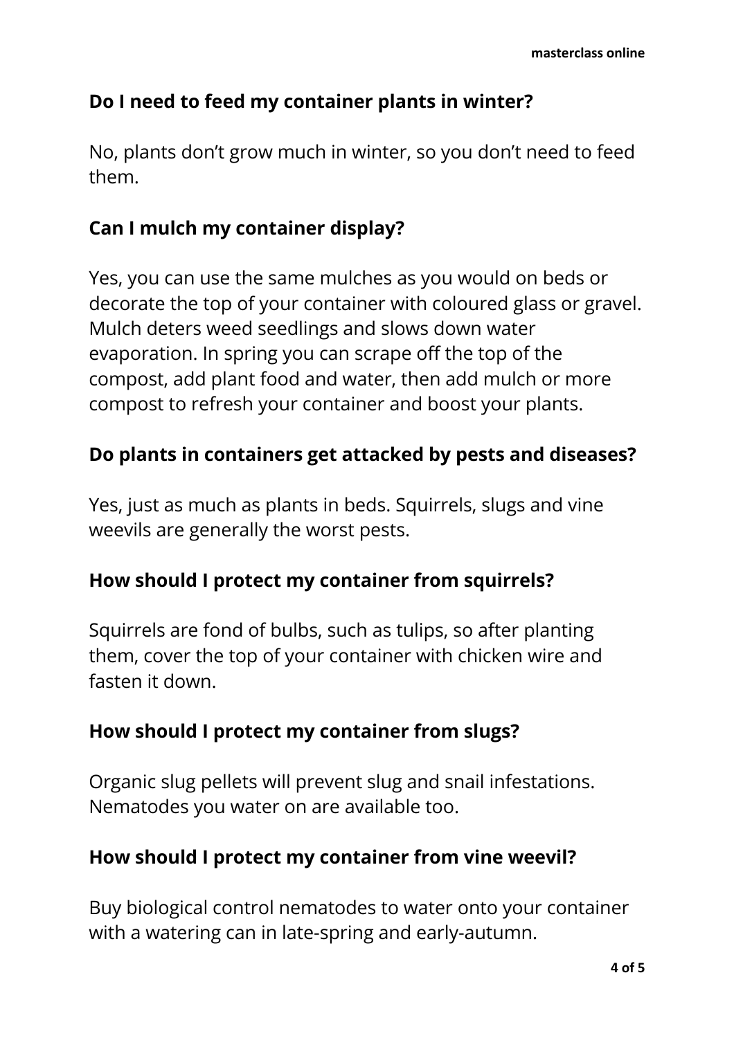### Do I need to feed my container plants in winter?

No, plants don't grow much in winter, so you don't need to feed them.

### Can I mulch my container display?

Yes, you can use the same mulches as you would on beds or decorate the top of your container with coloured glass or gravel. Mulch deters weed seedlings and slows down water evaporation. In spring you can scrape off the top of the compost, add plant food and water, then add mulch or more compost to refresh your container and boost your plants.

### Do plants in containers get attacked by pests and diseases?

Yes, just as much as plants in beds. Squirrels, slugs and vine weevils are generally the worst pests.

### How should I protect my container from squirrels?

Squirrels are fond of bulbs, such as tulips, so after planting them, cover the top of your container with chicken wire and fasten it down.

### How should I protect my container from slugs?

Organic slug pellets will prevent slug and snail infestations. Nematodes you water on are available too.

### How should I protect my container from vine weevil?

Buy biological control nematodes to water onto your container with a watering can in late-spring and early-autumn.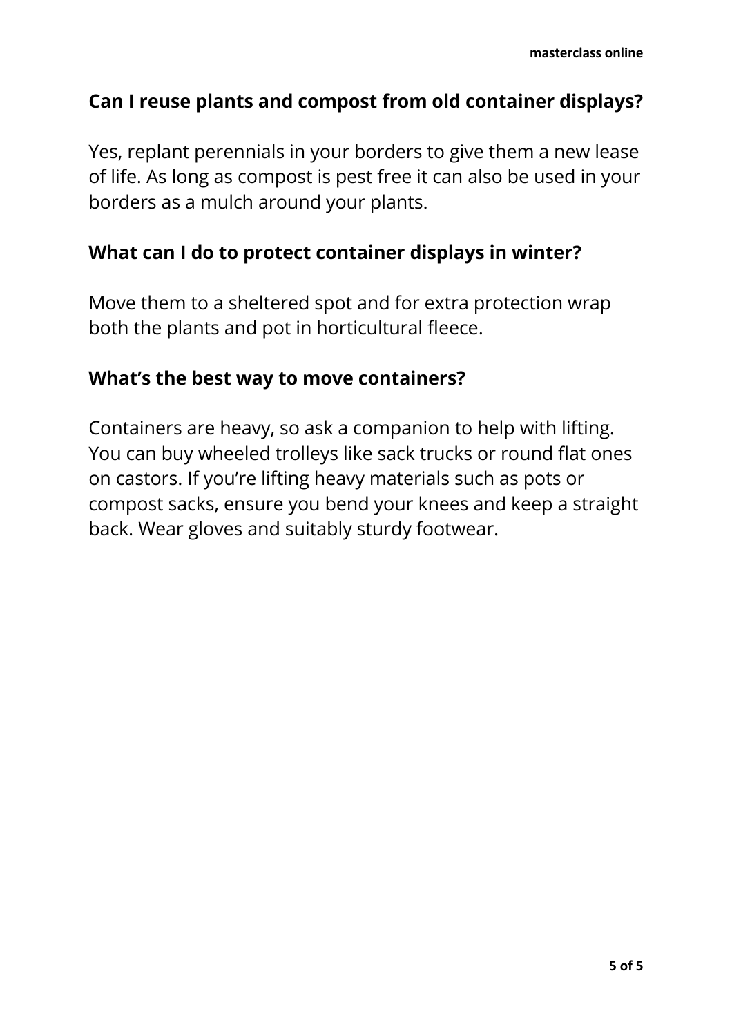## Can I reuse plants and compost from old container displays?

Yes, replant perennials in your borders to give them a new lease of life. As long as compost is pest free it can also be used in your borders as a mulch around your plants.

## What can I do to protect container displays in winter?

Move them to a sheltered spot and for extra protection wrap both the plants and pot in horticultural fleece.

## What's the best way to move containers?

Containers are heavy, so ask a companion to help with lifting. You can buy wheeled trolleys like sack trucks or round flat ones on castors. If you're lifting heavy materials such as pots or compost sacks, ensure you bend your knees and keep a straight back. Wear gloves and suitably sturdy footwear.